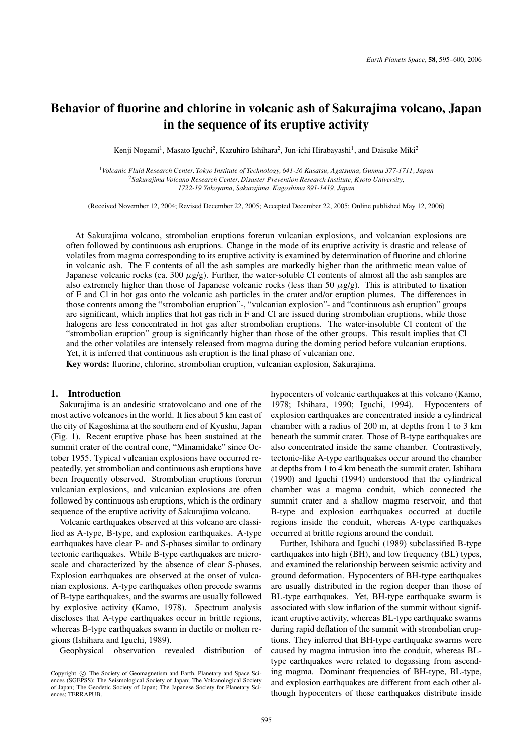# Behavior of fluorine and chlorine in volcanic ash of Sakurajima volcano, Japan in the sequence of its eruptive activity

Kenji Nogami[1], Masato Iguchi[2], Kazuhiro Ishihara[2], Jun-ichi Hirabayashi[1], and Daisuke Miki[2]

[1]*Volcanic Fluid Research Center, Tokyo Institute of Technology, 641-36 Kusatsu, Agatsuma, Gunma 377-1711, Japan*
[2]*Sakurajima Volcano Research Center, Disaster Prevention Research Institute, Kyoto University, 1722-19 Yokoyama, Sakurajima, Kagoshima 891-1419, Japan*

(Received November 12, 2004; Revised December 22, 2005; Accepted December 22, 2005; Online published May 12, 2006)

At Sakurajima volcano, strombolian eruptions forerun vulcanian explosions, and vulcanian explosions are often followed by continuous ash eruptions. Change in the mode of its eruptive activity is drastic and release of volatiles from magma corresponding to its eruptive activity is examined by determination of fluorine and chlorine in volcanic ash. The F contents of all the ash samples are markedly higher than the arithmetic mean value of Japanese volcanic rocks (ca. 300 $\mu$g/g). Further, the water-soluble Cl contents of almost all the ash samples are also extremely higher than those of Japanese volcanic rocks (less than 50 $\mu$g/g). This is attributed to fixation of F and Cl in hot gas onto the volcanic ash particles in the crater and/or eruption plumes. The differences in those contents among the "strombolian eruption"-, "vulcanian explosion"- and "continuous ash eruption" groups are significant, which implies that hot gas rich in F and Cl are issued during strombolian eruptions, while those halogens are less concentrated in hot gas after strombolian eruptions. The water-insoluble Cl content of the "strombolian eruption" group is significantly higher than those of the other groups. This result implies that Cl and the other volatiles are intensely released from magma during the doming period before vulcanian eruptions. Yet, it is inferred that continuous ash eruption is the final phase of vulcanian one.

**Key words:** fluorine, chlorine, strombolian eruption, vulcanian explosion, Sakurajima.

## 1. Introduction

Sakurajima is an andesitic stratovolcano and one of the most active volcanoes in the world. It lies about 5 km east of the city of Kagoshima at the southern end of Kyushu, Japan (Fig. 1). Recent eruptive phase has been sustained at the summit crater of the central cone, "Minamidake" since October 1955. Typical vulcanian explosions have occurred repeatedly, yet strombolian and continuous ash eruptions have been frequently observed. Strombolian eruptions forerun vulcanian explosions, and vulcanian explosions are often followed by continuous ash eruptions, which is the ordinary sequence of the eruptive activity of Sakurajima volcano.

Volcanic earthquakes observed at this volcano are classified as A-type, B-type, and explosion earthquakes. A-type earthquakes have clear P- and S-phases similar to ordinary tectonic earthquakes. While B-type earthquakes are microscale and characterized by the absence of clear S-phases. Explosion earthquakes are observed at the onset of vulcanian explosions. A-type earthquakes often precede swarms of B-type earthquakes, and the swarms are usually followed by explosive activity (Kamo, 1978). Spectrum analysis discloses that A-type earthquakes occur in brittle regions, whereas B-type earthquakes swarm in ductile or molten regions (Ishihara and Iguchi, 1989).

Geophysical observation revealed distribution of hypocenters of volcanic earthquakes at this volcano (Kamo, 1978; Ishihara, 1990; Iguchi, 1994). Hypocenters of explosion earthquakes are concentrated inside a cylindrical chamber with a radius of 200 m, at depths from 1 to 3 km beneath the summit crater. Those of B-type earthquakes are also concentrated inside the same chamber. Contrastively, tectonic-like A-type earthquakes occur around the chamber at depths from 1 to 4 km beneath the summit crater. Ishihara (1990) and Iguchi (1994) understood that the cylindrical chamber was a magma conduit, which connected the summit crater and a shallow magma reservoir, and that B-type and explosion earthquakes occurred at ductile regions inside the conduit, whereas A-type earthquakes occurred at brittle regions around the conduit.

Further, Ishihara and Iguchi (1989) subclassified B-type earthquakes into high (BH), and low frequency (BL) types, and examined the relationship between seismic activity and ground deformation. Hypocenters of BH-type earthquakes are usually distributed in the region deeper than those of BL-type earthquakes. Yet, BH-type earthquake swarm is associated with slow inflation of the summit without significant eruptive activity, whereas BL-type earthquake swarms during rapid deflation of the summit with strombolian eruptions. They inferred that BH-type earthquake swarms were caused by magma intrusion into the conduit, whereas BL-type earthquakes were related to degassing from ascending magma. Dominant frequencies of BH-type, BL-type, and explosion earthquakes are different from each other although hypocenters of these earthquakes distribute inside

Copyright © The Society of Geomagnetism and Earth, Planetary and Space Sciences (SGEPSS); The Seismological Society of Japan; The Volcanological Society of Japan; The Geodetic Society of Japan; The Japanese Society for Planetary Sciences; TERRAPUB.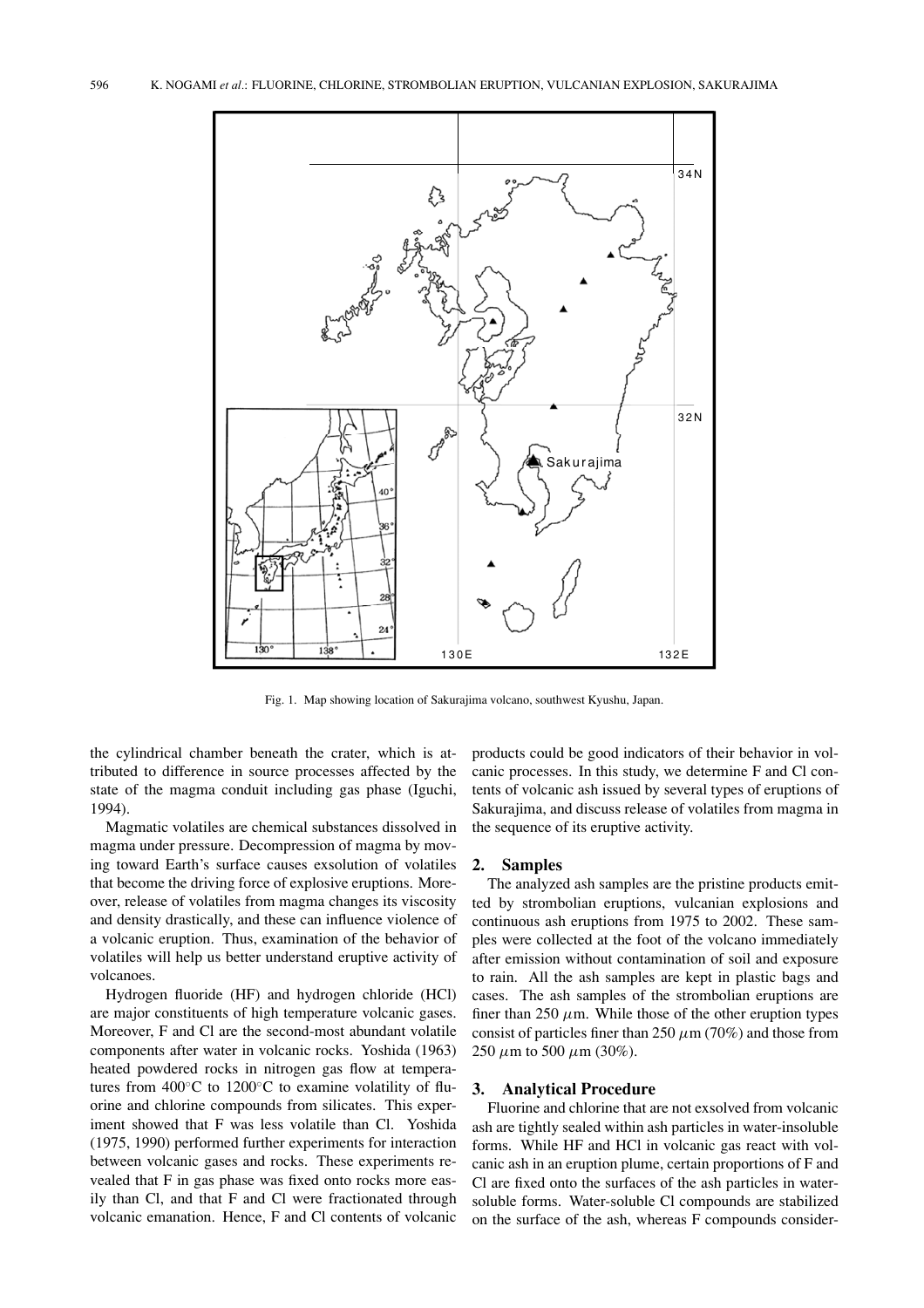Fig. 1. Map showing location of Sakurajima volcano, southwest Kyushu, Japan.

the cylindrical chamber beneath the crater, which is attributed to difference in source processes affected by the state of the magma conduit including gas phase (Iguchi, 1994).

Magmatic volatiles are chemical substances dissolved in magma under pressure. Decompression of magma by moving toward Earth's surface causes exsolution of volatiles that become the driving force of explosive eruptions. Moreover, release of volatiles from magma changes its viscosity and density drastically, and these can influence violence of a volcanic eruption. Thus, examination of the behavior of volatiles will help us better understand eruptive activity of volcanoes.

Hydrogen fluoride (HF) and hydrogen chloride (HCl) are major constituents of high temperature volcanic gases. Moreover, F and Cl are the second-most abundant volatile components after water in volcanic rocks. Yoshida (1963) heated powdered rocks in nitrogen gas flow at temperatures from 400°C to 1200°C to examine volatility of fluorine and chlorine compounds from silicates. This experiment showed that F was less volatile than Cl. Yoshida (1975, 1990) performed further experiments for interaction between volcanic gases and rocks. These experiments revealed that F in gas phase was fixed onto rocks more easily than Cl, and that F and Cl were fractionated through volcanic emanation. Hence, F and Cl contents of volcanic products could be good indicators of their behavior in volcanic processes. In this study, we determine F and Cl contents of volcanic ash issued by several types of eruptions of Sakurajima, and discuss release of volatiles from magma in the sequence of its eruptive activity.

## 2. Samples

The analyzed ash samples are the pristine products emitted by strombolian eruptions, vulcanian explosions and continuous ash eruptions from 1975 to 2002. These samples were collected at the foot of the volcano immediately after emission without contamination of soil and exposure to rain. All the ash samples are kept in plastic bags and cases. The ash samples of the strombolian eruptions are finer than 250 $\mu$m. While those of the other eruption types consist of particles finer than 250 $\mu$m (70%) and those from 250 $\mu$m to 500 $\mu$m (30%).

## 3. Analytical Procedure

Fluorine and chlorine that are not exsolved from volcanic ash are tightly sealed within ash particles in water-insoluble forms. While HF and HCl in volcanic gas react with volcanic ash in an eruption plume, certain proportions of F and Cl are fixed onto the surfaces of the ash particles in water-soluble forms. Water-soluble Cl compounds are stabilized on the surface of the ash, whereas F compounds consider-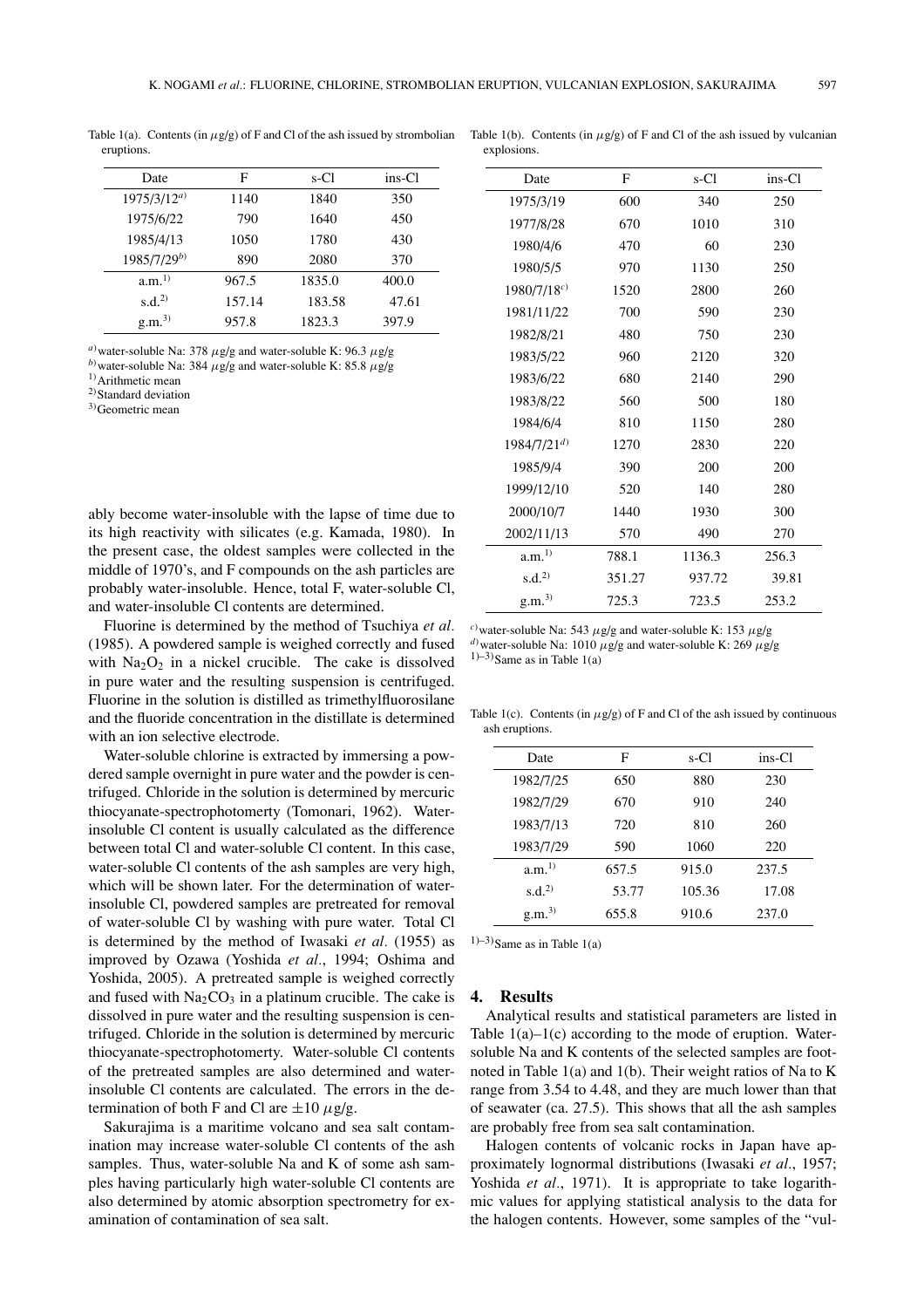Table 1(a). Contents (in $\mu$g/g) of F and Cl of the ash issued by strombolian eruptions.

| Date | F | s-Cl | ins-Cl |
|---|---|---|---|
| 1975/3/12[a)] | 1140 | 1840 | 350 |
| 1975/6/22 | 790 | 1640 | 450 |
| 1985/4/13 | 1050 | 1780 | 430 |
| 1985/7/29[b)] | 890 | 2080 | 370 |
| a.m.[1)] | 967.5 | 1835.0 | 400.0 |
| s.d.[2)] | 157.14 | 183.58 | 47.61 |
| g.m.[3)] | 957.8 | 1823.3 | 397.9 |

[a)] water-soluble Na: 378 $\mu$g/g and water-soluble K: 96.3 $\mu$g/g
[b)] water-soluble Na: 384 $\mu$g/g and water-soluble K: 85.8 $\mu$g/g
[1)] Arithmetic mean
[2)] Standard deviation
[3)] Geometric mean

Table 1(b). Contents (in $\mu$g/g) of F and Cl of the ash issued by vulcanian explosions.

| Date | F | s-Cl | ins-Cl |
|---|---|---|---|
| 1975/3/19 | 600 | 340 | 250 |
| 1977/8/28 | 670 | 1010 | 310 |
| 1980/4/6 | 470 | 60 | 230 |
| 1980/5/5 | 970 | 1130 | 250 |
| 1980/7/18[c)] | 1520 | 2800 | 260 |
| 1981/11/22 | 700 | 590 | 230 |
| 1982/8/21 | 480 | 750 | 230 |
| 1983/5/22 | 960 | 2120 | 320 |
| 1983/6/22 | 680 | 2140 | 290 |
| 1983/8/22 | 560 | 500 | 180 |
| 1984/6/4 | 810 | 1150 | 280 |
| 1984/7/21[d)] | 1270 | 2830 | 220 |
| 1985/9/4 | 390 | 200 | 200 |
| 1999/12/10 | 520 | 140 | 280 |
| 2000/10/7 | 1440 | 1930 | 300 |
| 2002/11/13 | 570 | 490 | 270 |
| a.m.[1)] | 788.1 | 1136.3 | 256.3 |
| s.d.[2)] | 351.27 | 937.72 | 39.81 |
| g.m.[3)] | 725.3 | 723.5 | 253.2 |

[c)] water-soluble Na: 543 $\mu$g/g and water-soluble K: 153 $\mu$g/g
[d)] water-soluble Na: 1010 $\mu$g/g and water-soluble K: 269 $\mu$g/g
[1)–3)] Same as in Table 1(a)

Table 1(c). Contents (in $\mu$g/g) of F and Cl of the ash issued by continuous ash eruptions.

| Date | F | s-Cl | ins-Cl |
|---|---|---|---|
| 1982/7/25 | 650 | 880 | 230 |
| 1982/7/29 | 670 | 910 | 240 |
| 1983/7/13 | 720 | 810 | 260 |
| 1983/7/29 | 590 | 1060 | 220 |
| a.m.[1)] | 657.5 | 915.0 | 237.5 |
| s.d.[2)] | 53.77 | 105.36 | 17.08 |
| g.m.[3)] | 655.8 | 910.6 | 237.0 |

[1)–3)] Same as in Table 1(a)

ably become water-insoluble with the lapse of time due to its high reactivity with silicates (e.g. Kamada, 1980). In the present case, the oldest samples were collected in the middle of 1970's, and F compounds on the ash particles are probably water-insoluble. Hence, total F, water-soluble Cl, and water-insoluble Cl contents are determined.

Fluorine is determined by the method of Tsuchiya *et al.* (1985). A powdered sample is weighed correctly and fused with $Na_2O_2$ in a nickel crucible. The cake is dissolved in pure water and the resulting suspension is centrifuged. Fluorine in the solution is distilled as trimethylfluorosilane and the fluoride concentration in the distillate is determined with an ion selective electrode.

Water-soluble chlorine is extracted by immersing a powdered sample overnight in pure water and the powder is centrifuged. Chloride in the solution is determined by mercuric thiocyanate-spectrophotomerty (Tomonari, 1962). Water-insoluble Cl content is usually calculated as the difference between total Cl and water-soluble Cl content. In this case, water-soluble Cl contents of the ash samples are very high, which will be shown later. For the determination of water-insoluble Cl, powdered samples are pretreated for removal of water-soluble Cl by washing with pure water. Total Cl is determined by the method of Iwasaki *et al.* (1955) as improved by Ozawa (Yoshida *et al.*, 1994; Oshima and Yoshida, 2005). A pretreated sample is weighed correctly and fused with $Na_2CO_3$ in a platinum crucible. The cake is dissolved in pure water and the resulting suspension is centrifuged. Chloride in the solution is determined by mercuric thiocyanate-spectrophotomerty. Water-soluble Cl contents of the pretreated samples are also determined and water-insoluble Cl contents are calculated. The errors in the determination of both F and Cl are $\pm 10$ $\mu$g/g.

Sakurajima is a maritime volcano and sea salt contamination may increase water-soluble Cl contents of the ash samples. Thus, water-soluble Na and K of some ash samples having particularly high water-soluble Cl contents are also determined by atomic absorption spectrometry for examination of contamination of sea salt.

## 4. Results

Analytical results and statistical parameters are listed in Table 1(a)–1(c) according to the mode of eruption. Water-soluble Na and K contents of the selected samples are footnoted in Table 1(a) and 1(b). Their weight ratios of Na to K range from 3.54 to 4.48, and they are much lower than that of seawater (ca. 27.5). This shows that all the ash samples are probably free from sea salt contamination.

Halogen contents of volcanic rocks in Japan have approximately lognormal distributions (Iwasaki *et al.*, 1957; Yoshida *et al.*, 1971). It is appropriate to take logarithmic values for applying statistical analysis to the data for the halogen contents. However, some samples of the "vul-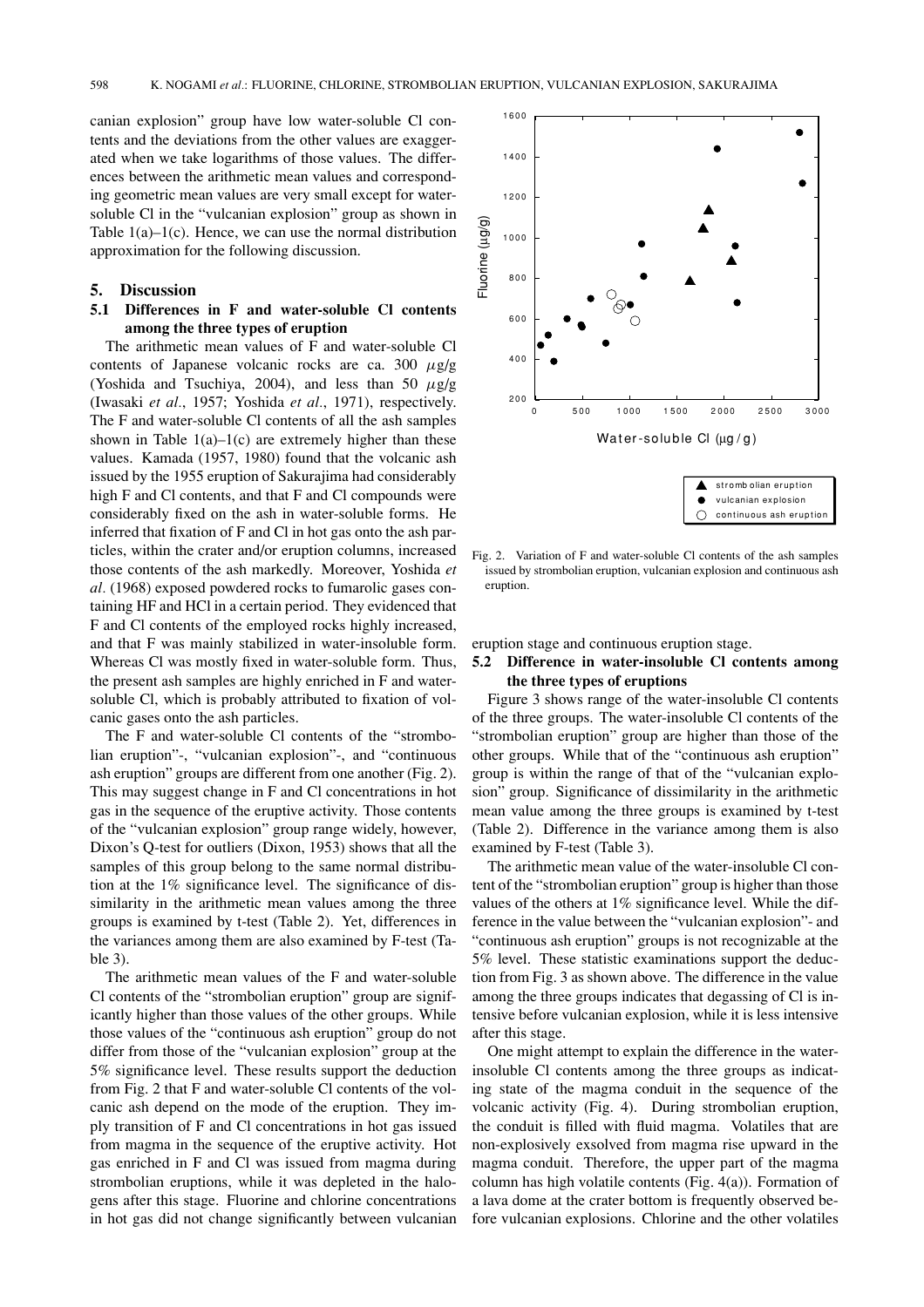canian explosion" group have low water-soluble Cl contents and the deviations from the other values are exaggerated when we take logarithms of those values. The differences between the arithmetic mean values and corresponding geometric mean values are very small except for water-soluble Cl in the "vulcanian explosion" group as shown in Table 1(a)–1(c). Hence, we can use the normal distribution approximation for the following discussion.

## 5. Discussion

### 5.1 Differences in F and water-soluble Cl contents among the three types of eruption

The arithmetic mean values of F and water-soluble Cl contents of Japanese volcanic rocks are ca. 300 $\mu$g/g (Yoshida and Tsuchiya, 2004), and less than 50 $\mu$g/g (Iwasaki *et al.*, 1957; Yoshida *et al.*, 1971), respectively. The F and water-soluble Cl contents of all the ash samples shown in Table 1(a)–1(c) are extremely higher than these values. Kamada (1957, 1980) found that the volcanic ash issued by the 1955 eruption of Sakurajima had considerably high F and Cl contents, and that F and Cl compounds were considerably fixed on the ash in water-soluble forms. He inferred that fixation of F and Cl in hot gas onto the ash particles, within the crater and/or eruption columns, increased those contents of the ash markedly. Moreover, Yoshida *et al.* (1968) exposed powdered rocks to fumarolic gases containing HF and HCl in a certain period. They evidenced that F and Cl contents of the employed rocks highly increased, and that F was mainly stabilized in water-insoluble form. Whereas Cl was mostly fixed in water-soluble form. Thus, the present ash samples are highly enriched in F and water-soluble Cl, which is probably attributed to fixation of volcanic gases onto the ash particles.

The F and water-soluble Cl contents of the "strombolian eruption"-, "vulcanian explosion"-, and "continuous ash eruption" groups are different from one another (Fig. 2). This may suggest change in F and Cl concentrations in hot gas in the sequence of the eruptive activity. Those contents of the "vulcanian explosion" group range widely, however, Dixon's Q-test for outliers (Dixon, 1953) shows that all the samples of this group belong to the same normal distribution at the 1% significance level. The significance of dissimilarity in the arithmetic mean values among the three groups is examined by t-test (Table 2). Yet, differences in the variances among them are also examined by F-test (Table 3).

The arithmetic mean values of the F and water-soluble Cl contents of the "strombolian eruption" group are significantly higher than those values of the other groups. While those values of the "continuous ash eruption" group do not differ from those of the "vulcanian explosion" group at the 5% significance level. These results support the deduction from Fig. 2 that F and water-soluble Cl contents of the volcanic ash depend on the mode of the eruption. They imply transition of F and Cl concentrations in hot gas issued from magma in the sequence of the eruptive activity. Hot gas enriched in F and Cl was issued from magma during strombolian eruptions, while it was depleted in the halogens after this stage. Fluorine and chlorine concentrations in hot gas did not change significantly between vulcanian eruption stage and continuous eruption stage.

Fig. 2. Variation of F and water-soluble Cl contents of the ash samples issued by strombolian eruption, vulcanian explosion and continuous ash eruption.

### 5.2 Difference in water-insoluble Cl contents among the three types of eruptions

Figure 3 shows range of the water-insoluble Cl contents of the three groups. The water-insoluble Cl contents of the "strombolian eruption" group are higher than those of the other groups. While that of the "continuous ash eruption" group is within the range of that of the "vulcanian explosion" group. Significance of dissimilarity in the arithmetic mean value among the three groups is examined by t-test (Table 2). Difference in the variance among them is also examined by F-test (Table 3).

The arithmetic mean value of the water-insoluble Cl content of the "strombolian eruption" group is higher than those values of the others at 1% significance level. While the difference in the value between the "vulcanian explosion"- and "continuous ash eruption" groups is not recognizable at the 5% level. These statistic examinations support the deduction from Fig. 3 as shown above. The difference in the value among the three groups indicates that degassing of Cl is intensive before vulcanian explosion, while it is less intensive after this stage.

One might attempt to explain the difference in the water-insoluble Cl contents among the three groups as indicating state of the magma conduit in the sequence of the volcanic activity (Fig. 4). During strombolian eruption, the conduit is filled with fluid magma. Volatiles that are non-explosively exsolved from magma rise upward in the magma conduit. Therefore, the upper part of the magma column has high volatile contents (Fig. 4(a)). Formation of a lava dome at the crater bottom is frequently observed before vulcanian explosions. Chlorine and the other volatiles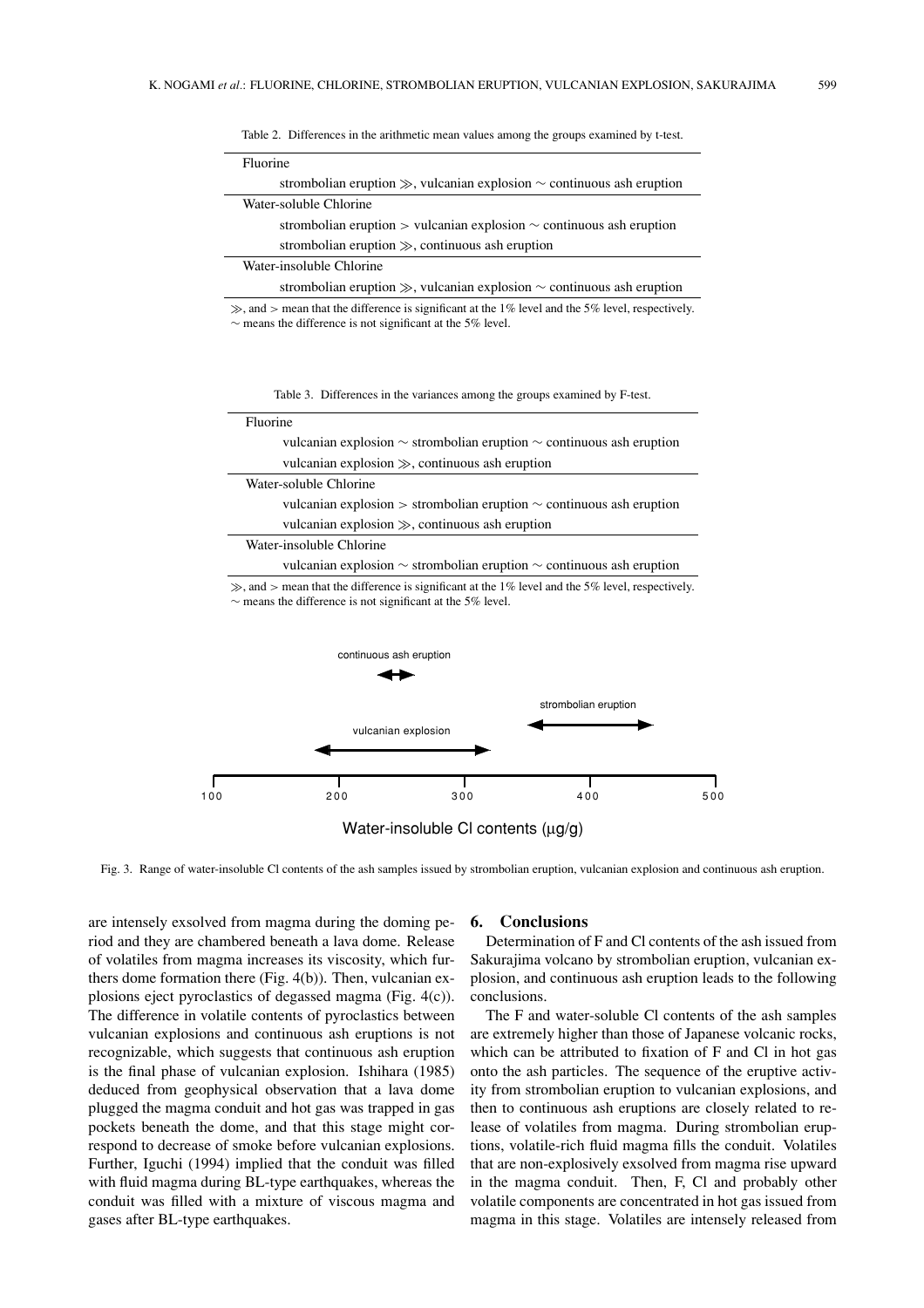Table 2. Differences in the arithmetic mean values among the groups examined by t-test.

| |
|---|
| Fluorine |
| strombolian eruption ≫, vulcanian explosion ∼ continuous ash eruption |
| Water-soluble Chlorine |
| strombolian eruption > vulcanian explosion ∼ continuous ash eruption |
| strombolian eruption ≫, continuous ash eruption |
| Water-insoluble Chlorine |
| strombolian eruption ≫, vulcanian explosion ∼ continuous ash eruption |

≫, and > mean that the difference is significant at the 1% level and the 5% level, respectively.
∼ means the difference is not significant at the 5% level.

Table 3. Differences in the variances among the groups examined by F-test.

| |
|---|
| Fluorine |
| vulcanian explosion ∼ strombolian eruption ∼ continuous ash eruption |
| vulcanian explosion ≫, continuous ash eruption |
| Water-soluble Chlorine |
| vulcanian explosion > strombolian eruption ∼ continuous ash eruption |
| vulcanian explosion ≫, continuous ash eruption |
| Water-insoluble Chlorine |
| vulcanian explosion ∼ strombolian eruption ∼ continuous ash eruption |

≫, and > mean that the difference is significant at the 1% level and the 5% level, respectively.
∼ means the difference is not significant at the 5% level.

Fig. 3. Range of water-insoluble Cl contents of the ash samples issued by strombolian eruption, vulcanian explosion and continuous ash eruption.

are intensely exsolved from magma during the doming period and they are chambered beneath a lava dome. Release of volatiles from magma increases its viscosity, which furthers dome formation there (Fig. 4(b)). Then, vulcanian explosions eject pyroclastics of degassed magma (Fig. 4(c)). The difference in volatile contents of pyroclastics between vulcanian explosions and continuous ash eruptions is not recognizable, which suggests that continuous ash eruption is the final phase of vulcanian explosion. Ishihara (1985) deduced from geophysical observation that a lava dome plugged the magma conduit and hot gas was trapped in gas pockets beneath the dome, and that this stage might correspond to decrease of smoke before vulcanian explosions. Further, Iguchi (1994) implied that the conduit was filled with fluid magma during BL-type earthquakes, whereas the conduit was filled with a mixture of viscous magma and gases after BL-type earthquakes.

## 6. Conclusions

Determination of F and Cl contents of the ash issued from Sakurajima volcano by strombolian eruption, vulcanian explosion, and continuous ash eruption leads to the following conclusions.

The F and water-soluble Cl contents of the ash samples are extremely higher than those of Japanese volcanic rocks, which can be attributed to fixation of F and Cl in hot gas onto the ash particles. The sequence of the eruptive activity from strombolian eruption to vulcanian explosions, and then to continuous ash eruptions are closely related to release of volatiles from magma. During strombolian eruptions, volatile-rich fluid magma fills the conduit. Volatiles that are non-explosively exsolved from magma rise upward in the magma conduit. Then, F, Cl and probably other volatile components are concentrated in hot gas issued from magma in this stage. Volatiles are intensely released from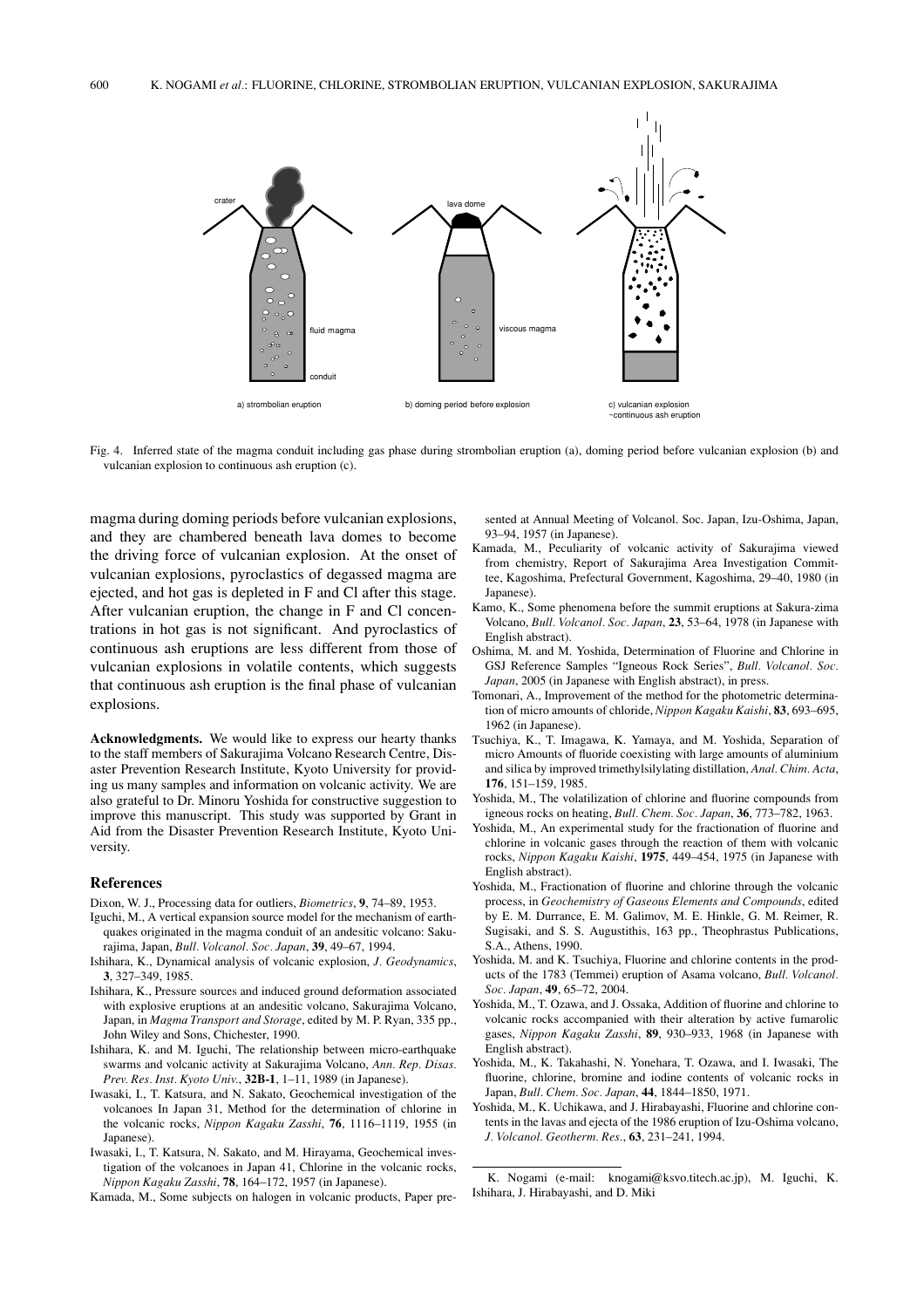crater

fluid magma

conduit

a) strombolian eruption

lava dome

viscous magma

b) doming period before explosion

c) vulcanian explosion
~continuous ash eruption

Fig. 4. Inferred state of the magma conduit including gas phase during strombolian eruption (a), doming period before vulcanian explosion (b) and vulcanian explosion to continuous ash eruption (c).

magma during doming periods before vulcanian explosions, and they are chambered beneath lava domes to become the driving force of vulcanian explosion. At the onset of vulcanian explosions, pyroclastics of degassed magma are ejected, and hot gas is depleted in F and Cl at this stage. After vulcanian eruption, the change in F and Cl concentrations in hot gas is not significant. And pyroclastics of continuous ash eruptions are less different from those of vulcanian explosions in volatile contents, which suggests that continuous ash eruption is the final phase of vulcanian explosions.

**Acknowledgments.** We would like to express our hearty thanks to the staff members of Sakurajima Volcano Research Centre, Disaster Prevention Research Institute, Kyoto University for providing us many samples and information on volcanic activity. We are also grateful to Dr. Minoru Yoshida for constructive suggestion to improve this manuscript. This study was supported by Grant in Aid from the Disaster Prevention Research Institute, Kyoto University.

## References

Dixon, W. J., Processing data for outliers, *Biometrics*, **9**, 74–89, 1953.

Iguchi, M., A vertical expansion source model for the mechanism of earthquakes originated in the magma conduit of an andesitic volcano: Sakurajima, Japan, *Bull. Volcanol. Soc. Japan*, **39**, 49–67, 1994.

Ishihara, K., Dynamical analysis of volcanic explosion, *J. Geodynamics*, **3**, 327–349, 1985.

Ishihara, K., Pressure sources and induced ground deformation associated with explosive eruptions at an andesitic volcano, Sakurajima Volcano, Japan, in *Magma Transport and Storage*, edited by M. P. Ryan, 335 pp., John Wiley and Sons, Chichester, 1990.

Ishihara, K. and M. Iguchi, The relationship between micro-earthquake swarms and volcanic activity at Sakurajima Volcano, *Ann. Rep. Disas. Prev. Res. Inst. Kyoto Univ.*, **32B-1**, 1–11, 1989 (in Japanese).

Iwasaki, I., T. Katsura, and N. Sakato, Geochemical investigation of the volcanoes In Japan 31, Method for the determination of chlorine in the volcanic rocks, *Nippon Kagaku Zasshi*, **76**, 1116–1119, 1955 (in Japanese).

Iwasaki, I., T. Katsura, N. Sakato, and M. Hirayama, Geochemical investigation of the volcanoes in Japan 41, Chlorine in the volcanic rocks, *Nippon Kagaku Zasshi*, **78**, 164–172, 1957 (in Japanese).

Kamada, M., Some subjects on halogen in volcanic products, Paper presented at Annual Meeting of Volcanol. Soc. Japan, Izu-Oshima, Japan, 93–94, 1957 (in Japanese).

Kamada, M., Peculiarity of volcanic activity of Sakurajima viewed from chemistry, Report of Sakurajima Area Investigation Committee, Kagoshima, Prefectural Government, Kagoshima, 29–40, 1980 (in Japanese).

Kamo, K., Some phenomena before the summit eruptions at Sakura-zima Volcano, *Bull. Volcanol. Soc. Japan*, **23**, 53–64, 1978 (in Japanese with English abstract).

Oshima, M. and M. Yoshida, Determination of Fluorine and Chlorine in GSJ Reference Samples "Igneous Rock Series", *Bull. Volcanol. Soc. Japan*, 2005 (in Japanese with English abstract), in press.

Tomonari, A., Improvement of the method for the photometric determination of micro amounts of chloride, *Nippon Kagaku Kaishi*, **83**, 693–695, 1962 (in Japanese).

Tsuchiya, K., T. Imagawa, K. Yamaya, and M. Yoshida, Separation of micro Amounts of fluoride coexisting with large amounts of aluminium and silica by improved trimethylsilylating distillation, *Anal. Chim. Acta*, **176**, 151–159, 1985.

Yoshida, M., The volatilization of chlorine and fluorine compounds from igneous rocks on heating, *Bull. Chem. Soc. Japan*, **36**, 773–782, 1963.

Yoshida, M., An experimental study for the fractionation of fluorine and chlorine in volcanic gases through the reaction of them with volcanic rocks, *Nippon Kagaku Kaishi*, **1975**, 449–454, 1975 (in Japanese with English abstract).

Yoshida, M., Fractionation of fluorine and chlorine through the volcanic process, in *Geochemistry of Gaseous Elements and Compounds*, edited by E. M. Durrance, E. M. Galimov, M. E. Hinkle, G. M. Reimer, R. Sugisaki, and S. S. Augustithis, 163 pp., Theophrastus Publications, S.A., Athens, 1990.

Yoshida, M. and K. Tsuchiya, Fluorine and chlorine contents in the products of the 1783 (Temmei) eruption of Asama volcano, *Bull. Volcanol. Soc. Japan*, **49**, 65–72, 2004.

Yoshida, M., T. Ozawa, and J. Ossaka, Addition of fluorine and chlorine to volcanic rocks accompanied with their alteration by active fumarolic gases, *Nippon Kagaku Zasshi*, **89**, 930–933, 1968 (in Japanese with English abstract).

Yoshida, M., K. Takahashi, N. Yonehara, T. Ozawa, and I. Iwasaki, The fluorine, chlorine, bromine and iodine contents of volcanic rocks in Japan, *Bull. Chem. Soc. Japan*, **44**, 1844–1850, 1971.

Yoshida, M., K. Uchikawa, and J. Hirabayashi, Fluorine and chlorine contents in the lavas and ejecta of the 1986 eruption of Izu-Oshima volcano, *J. Volcanol. Geotherm. Res.*, **63**, 231–241, 1994.

K. Nogami (e-mail: knogami@ksvo.titech.ac.jp), M. Iguchi, K. Ishihara, J. Hirabayashi, and D. Miki